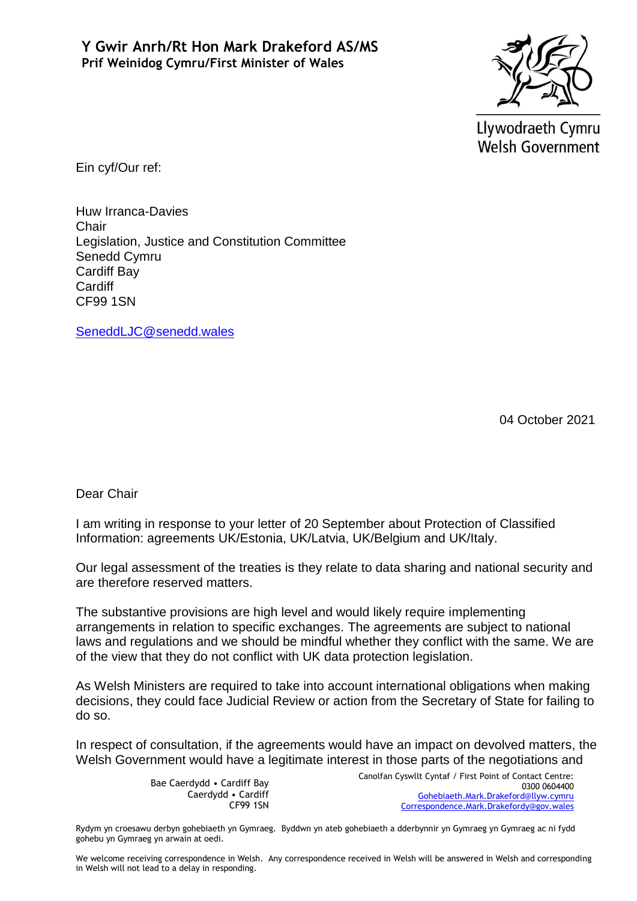**Y Gwir Anrh/Rt Hon Mark Drakeford AS/MS**
**Prif Weinidog Cymru/First Minister of Wales**

Llywodraeth Cymru
Welsh Government

Ein cyf/Our ref:

Huw Irranca-Davies
Chair
Legislation, Justice and Constitution Committee
Senedd Cymru
Cardiff Bay
Cardiff
CF99 1SN

SeneddLJC@senedd.wales

04 October 2021

Dear Chair

I am writing in response to your letter of 20 September about Protection of Classified Information: agreements UK/Estonia, UK/Latvia, UK/Belgium and UK/Italy.

Our legal assessment of the treaties is they relate to data sharing and national security and are therefore reserved matters.

The substantive provisions are high level and would likely require implementing arrangements in relation to specific exchanges. The agreements are subject to national laws and regulations and we should be mindful whether they conflict with the same. We are of the view that they do not conflict with UK data protection legislation.

As Welsh Ministers are required to take into account international obligations when making decisions, they could face Judicial Review or action from the Secretary of State for failing to do so.

In respect of consultation, if the agreements would have an impact on devolved matters, the Welsh Government would have a legitimate interest in those parts of the negotiations and

Bae Caerdydd • Cardiff Bay
Caerdydd • Cardiff
CF99 1SN

Canolfan Cyswllt Cyntaf / First Point of Contact Centre:
0300 0604400
Gohebiaeth.Mark.Drakeford@llyw.cymru
Correspondence.Mark.Drakeford@gov.wales

Rydym yn croesawu derbyn gohebiaeth yn Gymraeg. Byddwn yn ateb gohebiaeth a dderbynnir yn Gymraeg yn Gymraeg ac ni fydd gohebu yn Gymraeg yn arwain at oedi.

We welcome receiving correspondence in Welsh. Any correspondence received in Welsh will be answered in Welsh and corresponding in Welsh will not lead to a delay in responding.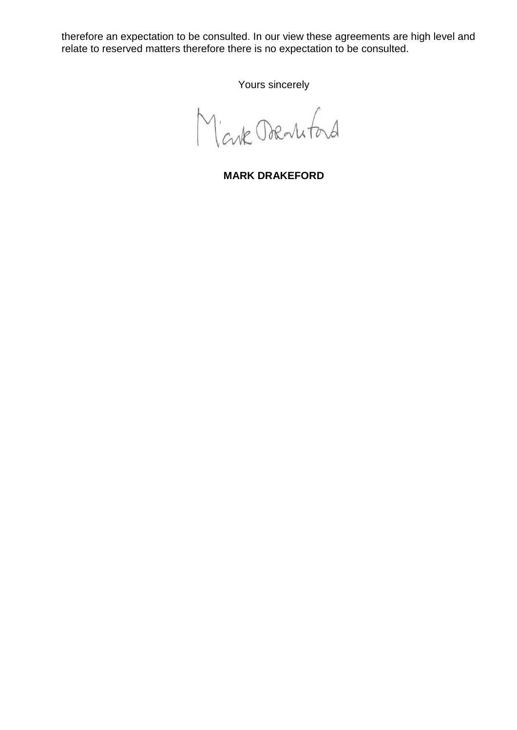therefore an expectation to be consulted. In our view these agreements are high level and relate to reserved matters therefore there is no expectation to be consulted.

Yours sincerely

**MARK DRAKEFORD**